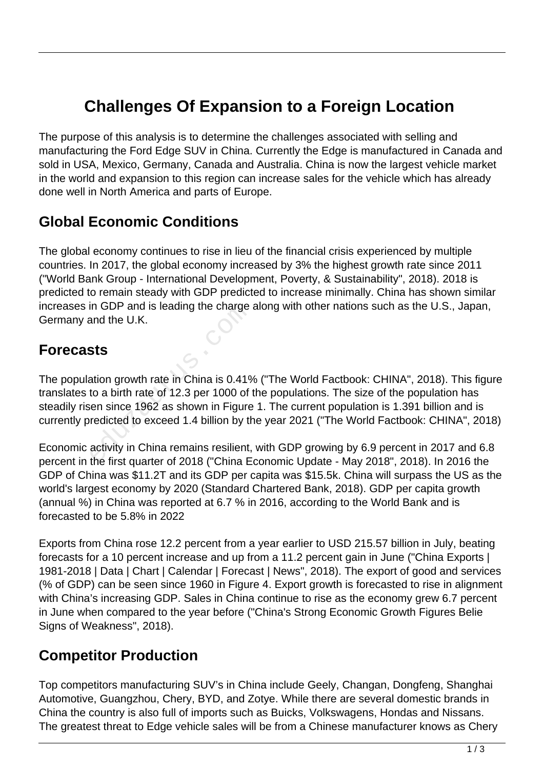# Challenges Of Expansion to a Foreign Location

The purpose of this analysis is to determine the challenges associated with selling and manufacturing the Ford Edge SUV in China. Currently the Edge is manufactured in Canada and sold in USA, Mexico, Germany, Canada and Australia. China is now the largest vehicle market in the world and expansion to this region can increase sales for the vehicle which has already done well in North America and parts of Europe.

## Global Economic Conditions

The global economy continues to rise in lieu of the financial crisis experienced by multiple countries. In 2017, the global economy increased by 3% the highest growth rate since 2011 ("World Bank Group - International Development, Poverty, & Sustainability", 2018). 2018 is predicted to remain steady with GDP predicted to increase minimally. China has shown similar increases in GDP and is leading the charge along with other nations such as the U.S., Japan, Germany and the U.K.

## Forecasts

The population growth rate in China is 0.41% ("The World Factbook: CHINA", 2018). This figure translates to a birth rate of 12.3 per 1000 of the populations. The size of the population has steadily risen since 1962 as shown in Figure 1. The current population is 1.391 billion and is currently predicted to exceed 1.4 billion by the year 2021 ("The World Factbook: CHINA", 2018)

Economic activity in China remains resilient, with GDP growing by 6.9 percent in 2017 and 6.8 percent in the first quarter of 2018 ("China Economic Update - May 2018", 2018). In 2016 the GDP of China was $11.2T and its GDP per capita was $15.5k. China will surpass the US as the world's largest economy by 2020 (Standard Chartered Bank, 2018). GDP per capita growth (annual %) in China was reported at 6.7 % in 2016, according to the World Bank and is forecasted to be 5.8% in 2022

Exports from China rose 12.2 percent from a year earlier to USD 215.57 billion in July, beating forecasts for a 10 percent increase and up from a 11.2 percent gain in June ("China Exports | 1981-2018 | Data | Chart | Calendar | Forecast | News", 2018). The export of good and services (% of GDP) can be seen since 1960 in Figure 4. Export growth is forecasted to rise in alignment with China's increasing GDP. Sales in China continue to rise as the economy grew 6.7 percent in June when compared to the year before ("China's Strong Economic Growth Figures Belie Signs of Weakness", 2018).

## Competitor Production

Top competitors manufacturing SUV's in China include Geely, Changan, Dongfeng, Shanghai Automotive, Guangzhou, Chery, BYD, and Zotye. While there are several domestic brands in China the country is also full of imports such as Buicks, Volkswagens, Hondas and Nissans. The greatest threat to Edge vehicle sales will be from a Chinese manufacturer knows as Chery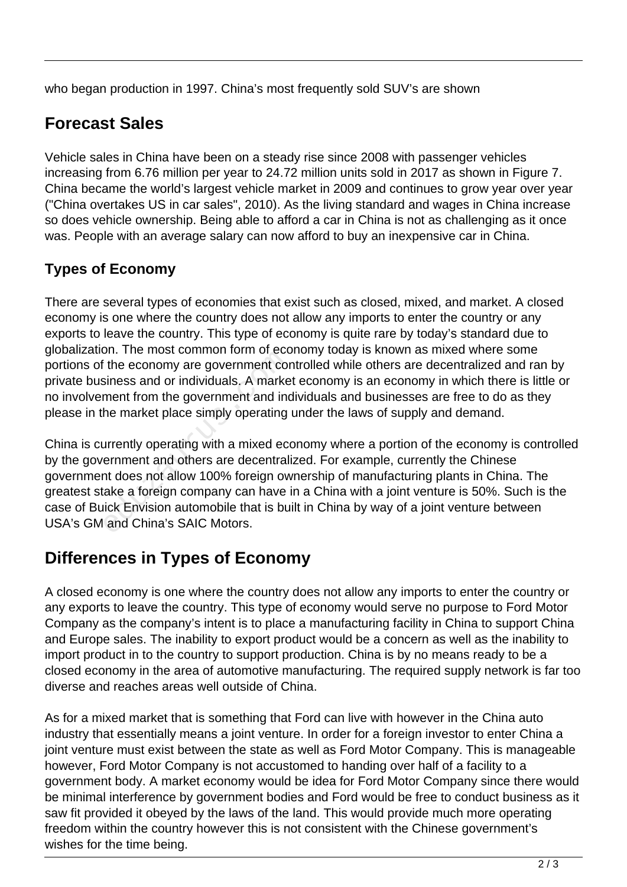who began production in 1997. China's most frequently sold SUV's are shown

## Forecast Sales

Vehicle sales in China have been on a steady rise since 2008 with passenger vehicles increasing from 6.76 million per year to 24.72 million units sold in 2017 as shown in Figure 7. China became the world's largest vehicle market in 2009 and continues to grow year over year ("China overtakes US in car sales", 2010). As the living standard and wages in China increase so does vehicle ownership. Being able to afford a car in China is not as challenging as it once was. People with an average salary can now afford to buy an inexpensive car in China.

### Types of Economy

There are several types of economies that exist such as closed, mixed, and market. A closed economy is one where the country does not allow any imports to enter the country or any exports to leave the country. This type of economy is quite rare by today's standard due to globalization. The most common form of economy today is known as mixed where some portions of the economy are government controlled while others are decentralized and ran by private business and or individuals. A market economy is an economy in which there is little or no involvement from the government and individuals and businesses are free to do as they please in the market place simply operating under the laws of supply and demand.

China is currently operating with a mixed economy where a portion of the economy is controlled by the government and others are decentralized. For example, currently the Chinese government does not allow 100% foreign ownership of manufacturing plants in China. The greatest stake a foreign company can have in a China with a joint venture is 50%. Such is the case of Buick Envision automobile that is built in China by way of a joint venture between USA's GM and China's SAIC Motors.

## Differences in Types of Economy

A closed economy is one where the country does not allow any imports to enter the country or any exports to leave the country. This type of economy would serve no purpose to Ford Motor Company as the company's intent is to place a manufacturing facility in China to support China and Europe sales. The inability to export product would be a concern as well as the inability to import product in to the country to support production. China is by no means ready to be a closed economy in the area of automotive manufacturing. The required supply network is far too diverse and reaches areas well outside of China.

As for a mixed market that is something that Ford can live with however in the China auto industry that essentially means a joint venture. In order for a foreign investor to enter China a joint venture must exist between the state as well as Ford Motor Company. This is manageable however, Ford Motor Company is not accustomed to handing over half of a facility to a government body. A market economy would be idea for Ford Motor Company since there would be minimal interference by government bodies and Ford would be free to conduct business as it saw fit provided it obeyed by the laws of the land. This would provide much more operating freedom within the country however this is not consistent with the Chinese government's wishes for the time being.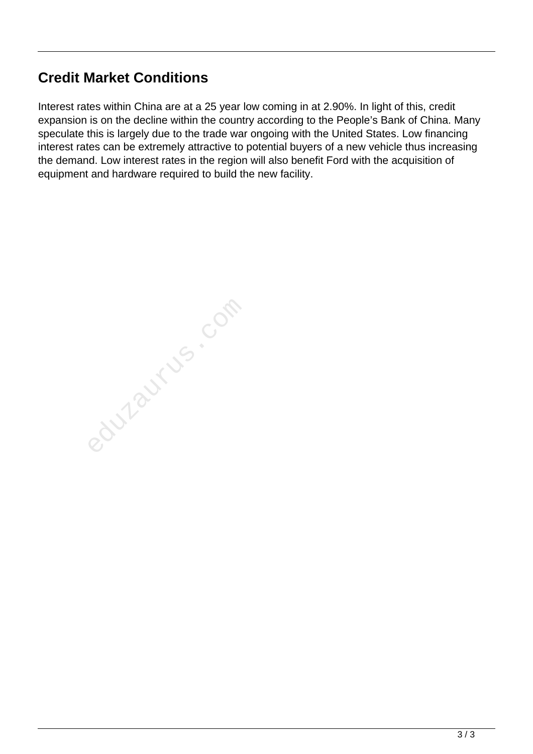## Credit Market Conditions

Interest rates within China are at a 25 year low coming in at 2.90%. In light of this, credit expansion is on the decline within the country according to the People's Bank of China. Many speculate this is largely due to the trade war ongoing with the United States. Low financing interest rates can be extremely attractive to potential buyers of a new vehicle thus increasing the demand. Low interest rates in the region will also benefit Ford with the acquisition of equipment and hardware required to build the new facility.